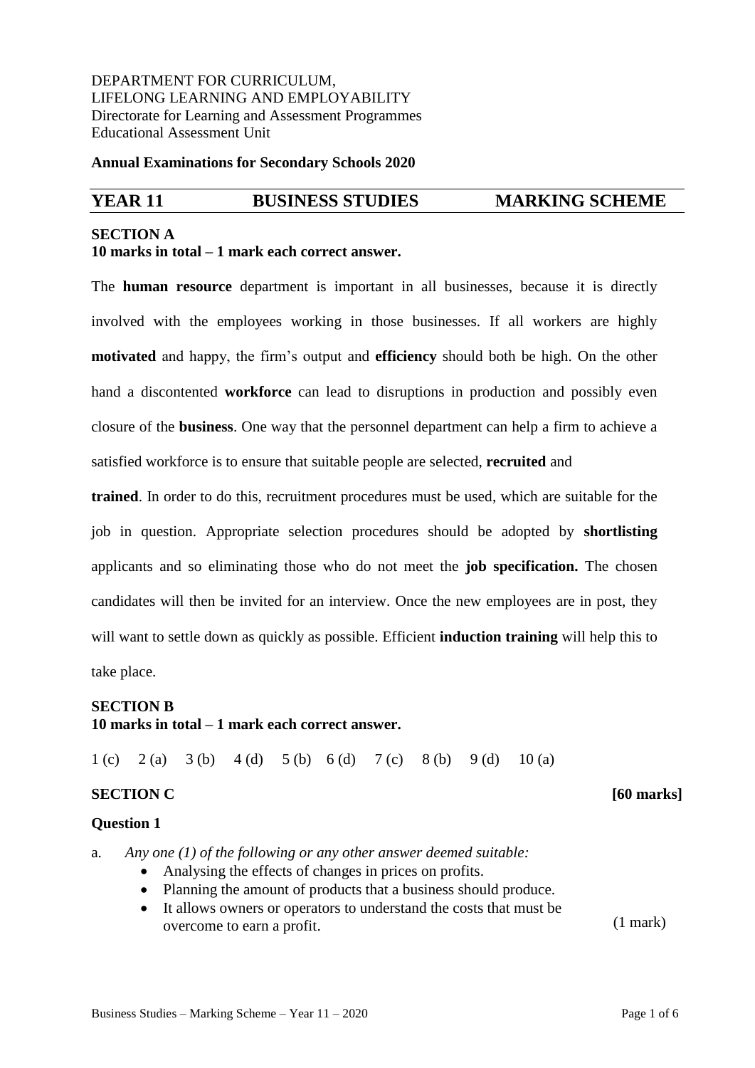DEPARTMENT FOR CURRICULUM,
LIFELONG LEARNING AND EMPLOYABILITY
Directorate for Learning and Assessment Programmes
Educational Assessment Unit

**Annual Examinations for Secondary Schools 2020**

## YEAR 11 BUSINESS STUDIES MARKING SCHEME

**SECTION A**
**10 marks in total – 1 mark each correct answer.**

The **human resource** department is important in all businesses, because it is directly involved with the employees working in those businesses. If all workers are highly **motivated** and happy, the firm's output and **efficiency** should both be high. On the other hand a discontented **workforce** can lead to disruptions in production and possibly even closure of the **business**. One way that the personnel department can help a firm to achieve a satisfied workforce is to ensure that suitable people are selected, **recruited** and **trained**. In order to do this, recruitment procedures must be used, which are suitable for the job in question. Appropriate selection procedures should be adopted by **shortlisting** applicants and so eliminating those who do not meet the **job specification.** The chosen candidates will then be invited for an interview. Once the new employees are in post, they will want to settle down as quickly as possible. Efficient **induction training** will help this to take place.

**SECTION B**
**10 marks in total – 1 mark each correct answer.**

1 (c) 2 (a) 3 (b) 4 (d) 5 (b) 6 (d) 7 (c) 8 (b) 9 (d) 10 (a)

**SECTION C** **[60 marks]**

**Question 1**

a. *Any one (1) of the following or any other answer deemed suitable:*
   - Analysing the effects of changes in prices on profits.
   - Planning the amount of products that a business should produce.
   - It allows owners or operators to understand the costs that must be overcome to earn a profit. (1 mark)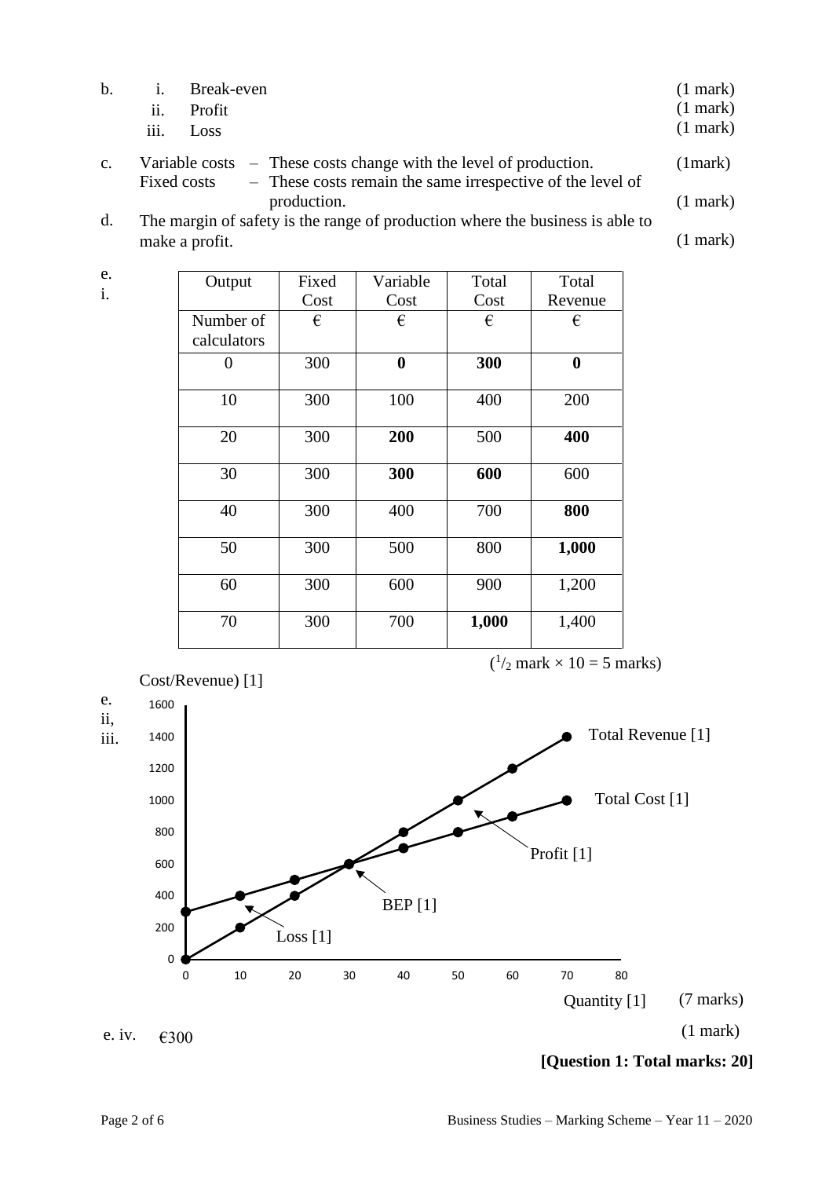b.
- i. Break-even (1 mark)
- ii. Profit (1 mark)
- iii. Loss (1 mark)

c. Variable costs – These costs change with the level of production. (1mark)
Fixed costs – These costs remain the same irrespective of the level of production. (1 mark)

d. The margin of safety is the range of production where the business is able to make a profit. (1 mark)

e. i.

| Output | Fixed Cost | Variable Cost | Total Cost | Total Revenue |
|---|---|---|---|---|
| Number of calculators | € | € | € | € |
| 0 | 300 | **0** | **300** | **0** |
| 10 | 300 | 100 | 400 | 200 |
| 20 | 300 | **200** | 500 | **400** |
| 30 | 300 | **300** | **600** | 600 |
| 40 | 300 | 400 | 700 | **800** |
| 50 | 300 | 500 | 800 | **1,000** |
| 60 | 300 | 600 | 900 | 1,200 |
| 70 | 300 | 700 | **1,000** | 1,400 |

($^1/_2$ mark × 10 = 5 marks)

e. ii, iii.

Cost/Revenue) [1]

Line graph: y-axis 0 to 1600, x-axis 0 to 80. Labels: Total Revenue [1], Total Cost [1], Profit [1], BEP [1], Loss [1], Quantity [1]

(7 marks)

e. iv. €300 (1 mark)

**[Question 1: Total marks: 20]**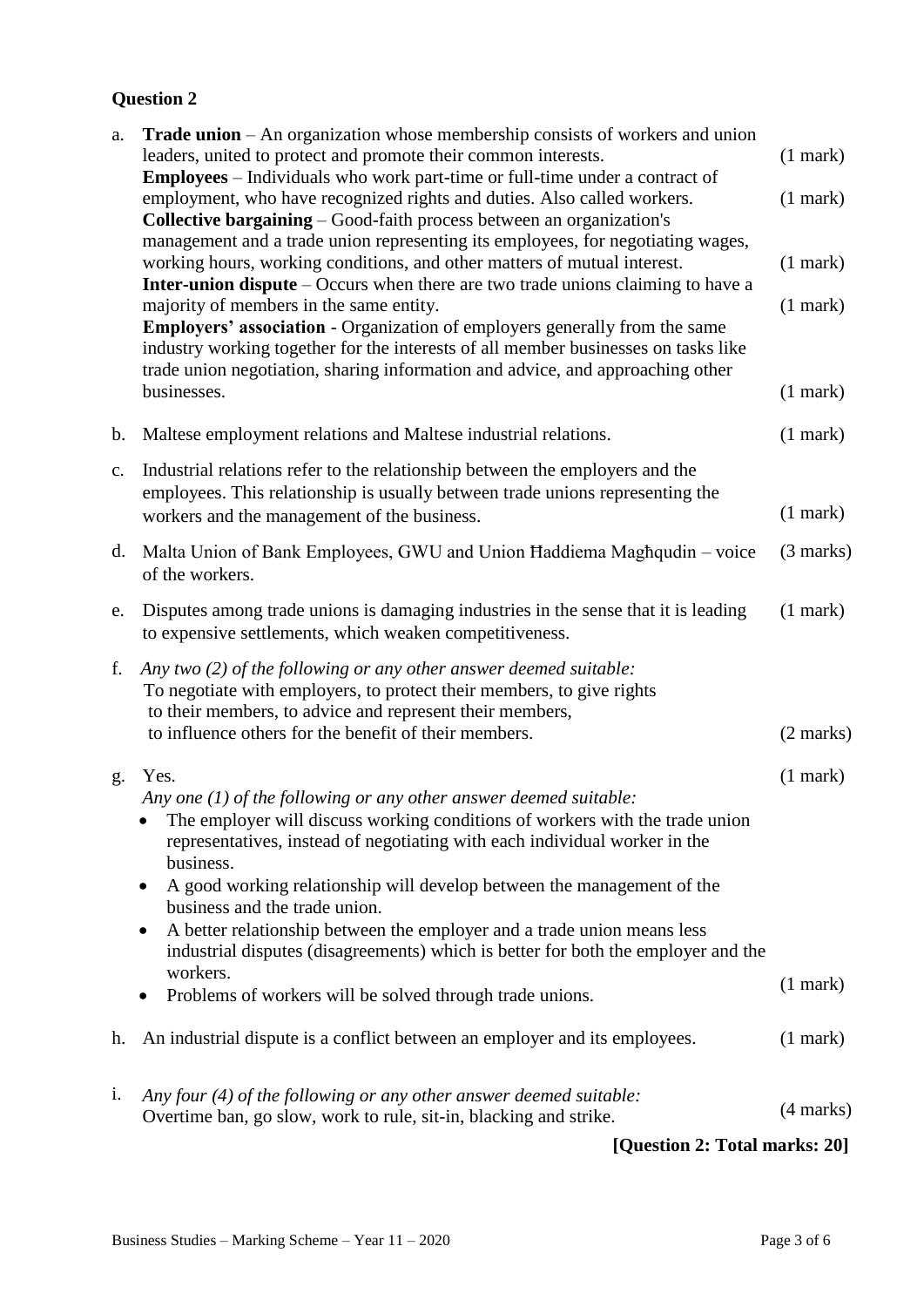**Question 2**

a. **Trade union** – An organization whose membership consists of workers and union leaders, united to protect and promote their common interests. (1 mark)
**Employees** – Individuals who work part-time or full-time under a contract of employment, who have recognized rights and duties. Also called workers. (1 mark)
**Collective bargaining** – Good-faith process between an organization's management and a trade union representing its employees, for negotiating wages, working hours, working conditions, and other matters of mutual interest. (1 mark)
**Inter-union dispute** – Occurs when there are two trade unions claiming to have a majority of members in the same entity. (1 mark)
**Employers' association** - Organization of employers generally from the same industry working together for the interests of all member businesses on tasks like trade union negotiation, sharing information and advice, and approaching other businesses. (1 mark)

b. Maltese employment relations and Maltese industrial relations. (1 mark)

c. Industrial relations refer to the relationship between the employers and the employees. This relationship is usually between trade unions representing the workers and the management of the business. (1 mark)

d. Malta Union of Bank Employees, GWU and Union Ħaddiema Magħqudin – voice of the workers. (3 marks)

e. Disputes among trade unions is damaging industries in the sense that it is leading to expensive settlements, which weaken competitiveness. (1 mark)

f. *Any two (2) of the following or any other answer deemed suitable:*
To negotiate with employers, to protect their members, to give rights to their members, to advice and represent their members, to influence others for the benefit of their members. (2 marks)

g. Yes. (1 mark)
*Any one (1) of the following or any other answer deemed suitable:*
- The employer will discuss working conditions of workers with the trade union representatives, instead of negotiating with each individual worker in the business.
- A good working relationship will develop between the management of the business and the trade union.
- A better relationship between the employer and a trade union means less industrial disputes (disagreements) which is better for both the employer and the workers.
- Problems of workers will be solved through trade unions.

(1 mark)

h. An industrial dispute is a conflict between an employer and its employees. (1 mark)

i. *Any four (4) of the following or any other answer deemed suitable:*
Overtime ban, go slow, work to rule, sit-in, blacking and strike. (4 marks)

**[Question 2: Total marks: 20]**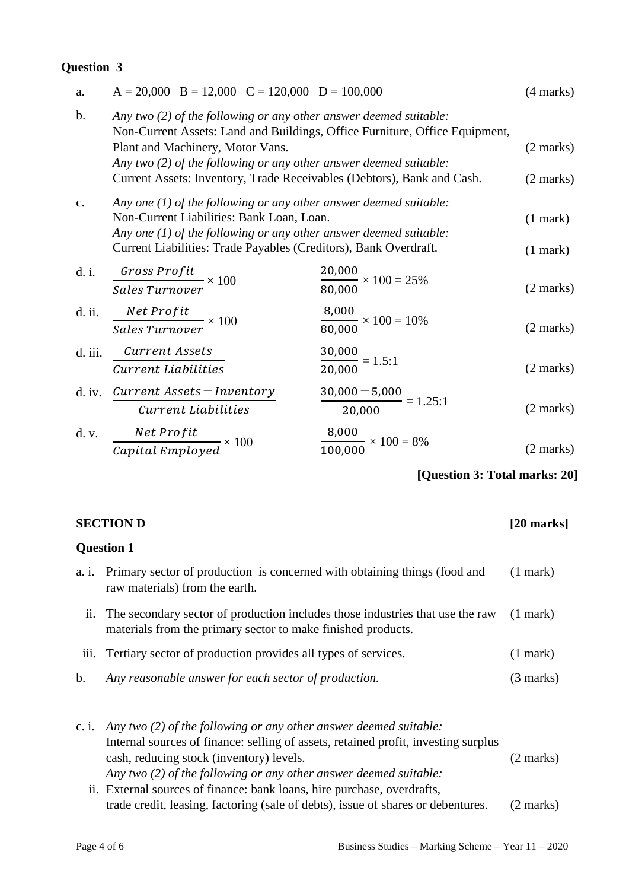**Question 3**

a. A = 20,000  B = 12,000  C = 120,000  D = 100,000 (4 marks)

b. *Any two (2) of the following or any other answer deemed suitable:*
Non-Current Assets: Land and Buildings, Office Furniture, Office Equipment, Plant and Machinery, Motor Vans. (2 marks)
*Any two (2) of the following or any other answer deemed suitable:*
Current Assets: Inventory, Trade Receivables (Debtors), Bank and Cash. (2 marks)

c. *Any one (1) of the following or any other answer deemed suitable:*
Non-Current Liabilities: Bank Loan, Loan. (1 mark)
*Any one (1) of the following or any other answer deemed suitable:*
Current Liabilities: Trade Payables (Creditors), Bank Overdraft. (1 mark)

d. i. $\frac{Gross\ Profit}{Sales\ Turnover} \times 100$ $\frac{20,000}{80,000} \times 100 = 25\%$ (2 marks)

d. ii. $\frac{Net\ Profit}{Sales\ Turnover} \times 100$ $\frac{8,000}{80,000} \times 100 = 10\%$ (2 marks)

d. iii. $\frac{Current\ Assets}{Current\ Liabilities}$ $\frac{30,000}{20,000} = 1.5:1$ (2 marks)

d. iv. $\frac{Current\ Assets - Inventory}{Current\ Liabilities}$ $\frac{30,000 - 5,000}{20,000} = 1.25:1$ (2 marks)

d. v. $\frac{Net\ Profit}{Capital\ Employed} \times 100$ $\frac{8,000}{100,000} \times 100 = 8\%$ (2 marks)

**[Question 3: Total marks: 20]**

## SECTION D [20 marks]

**Question 1**

a. i. Primary sector of production is concerned with obtaining things (food and raw materials) from the earth. (1 mark)

ii. The secondary sector of production includes those industries that use the raw materials from the primary sector to make finished products. (1 mark)

iii. Tertiary sector of production provides all types of services. (1 mark)

b. *Any reasonable answer for each sector of production.* (3 marks)

c. i. *Any two (2) of the following or any other answer deemed suitable:*
Internal sources of finance: selling of assets, retained profit, investing surplus cash, reducing stock (inventory) levels. (2 marks)
*Any two (2) of the following or any other answer deemed suitable:*

ii. External sources of finance: bank loans, hire purchase, overdrafts, trade credit, leasing, factoring (sale of debts), issue of shares or debentures. (2 marks)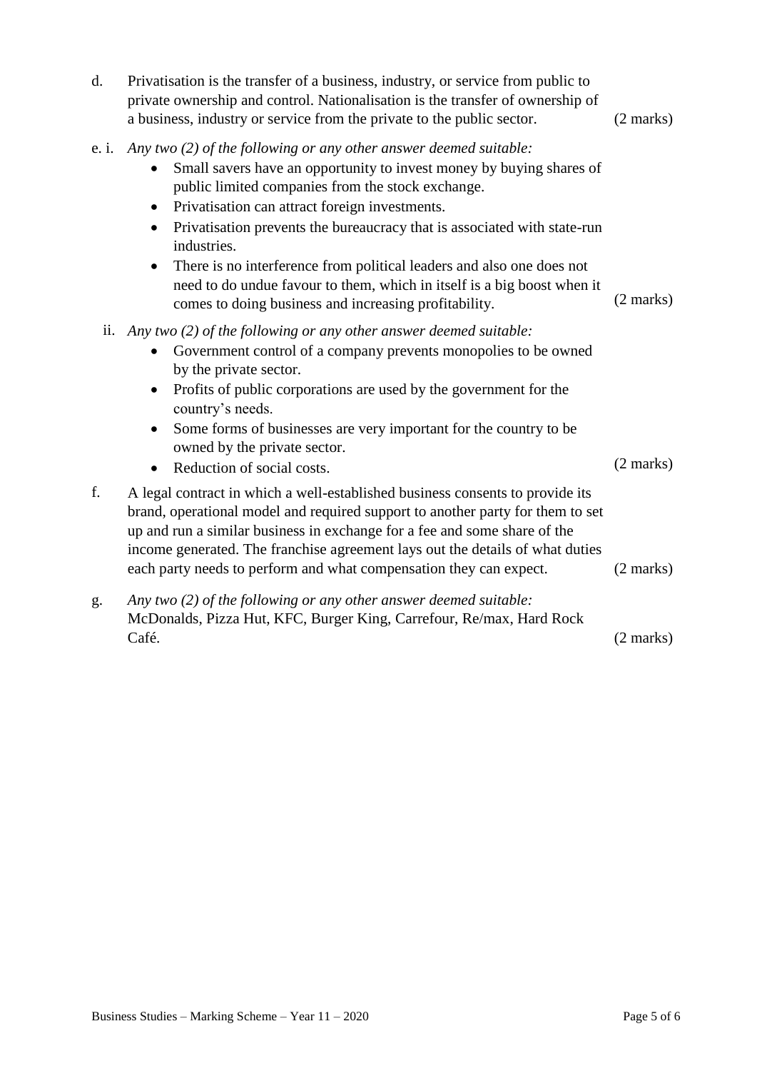d. Privatisation is the transfer of a business, industry, or service from public to private ownership and control. Nationalisation is the transfer of ownership of a business, industry or service from the private to the public sector. (2 marks)

e. i. *Any two (2) of the following or any other answer deemed suitable:*

- Small savers have an opportunity to invest money by buying shares of public limited companies from the stock exchange.
- Privatisation can attract foreign investments.
- Privatisation prevents the bureaucracy that is associated with state-run industries.
- There is no interference from political leaders and also one does not need to do undue favour to them, which in itself is a big boost when it comes to doing business and increasing profitability. (2 marks)

ii. *Any two (2) of the following or any other answer deemed suitable:*

- Government control of a company prevents monopolies to be owned by the private sector.
- Profits of public corporations are used by the government for the country's needs.
- Some forms of businesses are very important for the country to be owned by the private sector.
- Reduction of social costs. (2 marks)

f. A legal contract in which a well-established business consents to provide its brand, operational model and required support to another party for them to set up and run a similar business in exchange for a fee and some share of the income generated. The franchise agreement lays out the details of what duties each party needs to perform and what compensation they can expect. (2 marks)

g. *Any two (2) of the following or any other answer deemed suitable:*
McDonalds, Pizza Hut, KFC, Burger King, Carrefour, Re/max, Hard Rock Café. (2 marks)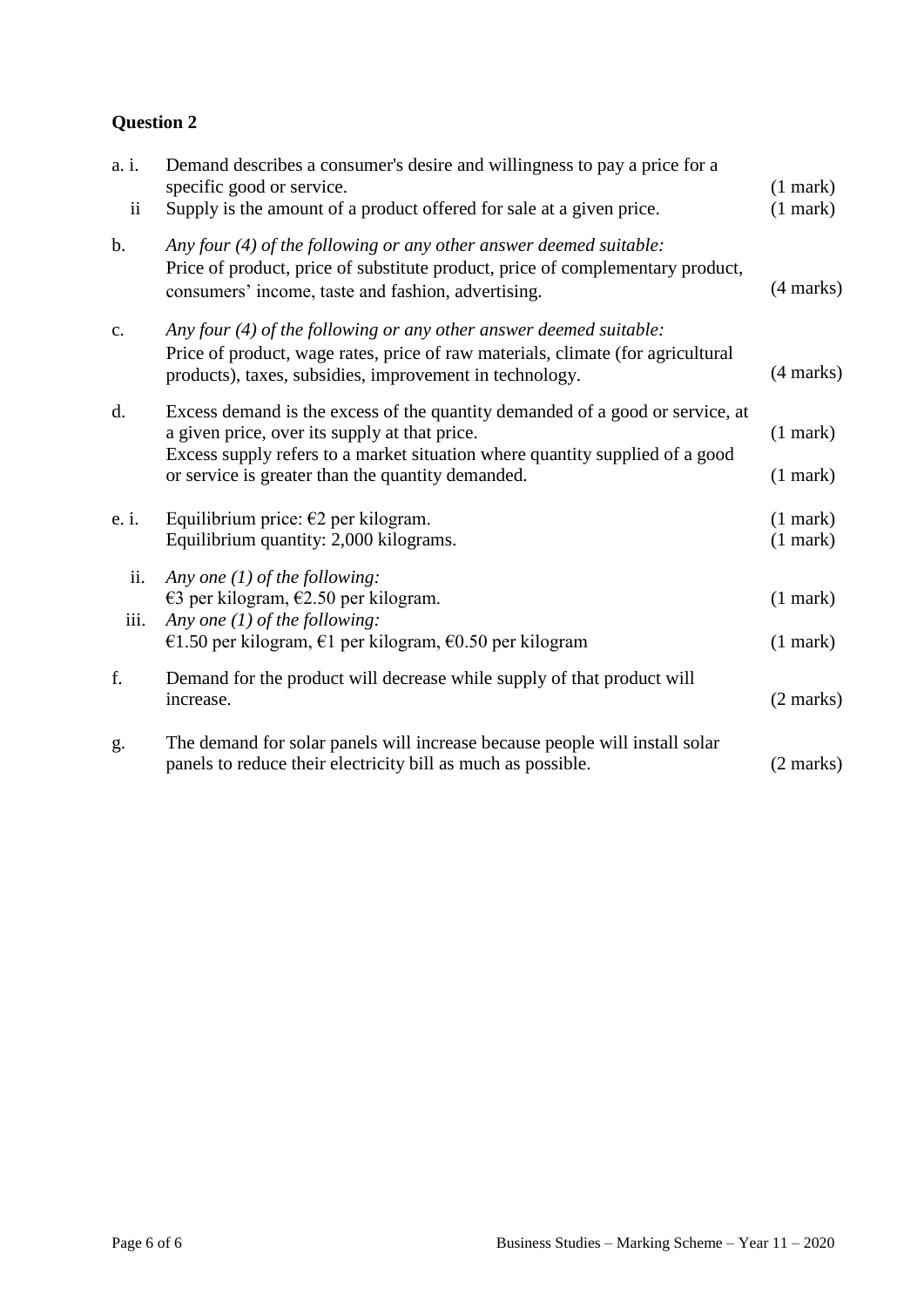**Question 2**

a. i. Demand describes a consumer's desire and willingness to pay a price for a specific good or service. (1 mark)

ii Supply is the amount of a product offered for sale at a given price. (1 mark)

b. *Any four (4) of the following or any other answer deemed suitable:*
Price of product, price of substitute product, price of complementary product, consumers' income, taste and fashion, advertising. (4 marks)

c. *Any four (4) of the following or any other answer deemed suitable:*
Price of product, wage rates, price of raw materials, climate (for agricultural products), taxes, subsidies, improvement in technology. (4 marks)

d. Excess demand is the excess of the quantity demanded of a good or service, at a given price, over its supply at that price. (1 mark)
Excess supply refers to a market situation where quantity supplied of a good or service is greater than the quantity demanded. (1 mark)

e. i. Equilibrium price: €2 per kilogram. (1 mark)
Equilibrium quantity: 2,000 kilograms. (1 mark)

ii. *Any one (1) of the following:*
€3 per kilogram, €2.50 per kilogram. (1 mark)

iii. *Any one (1) of the following:*
€1.50 per kilogram, €1 per kilogram, €0.50 per kilogram (1 mark)

f. Demand for the product will decrease while supply of that product will increase. (2 marks)

g. The demand for solar panels will increase because people will install solar panels to reduce their electricity bill as much as possible. (2 marks)